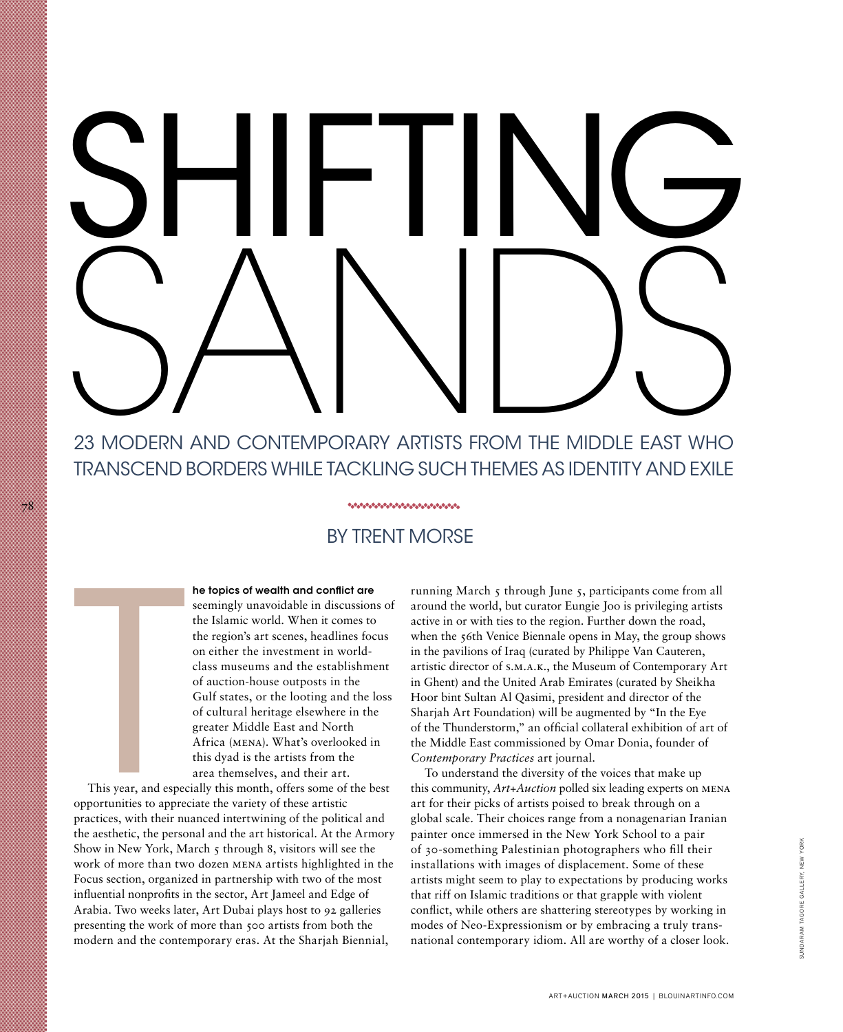# SHIFTING SANDS

## 23 MODERN AND CONTEMPORARY ARTISTS FROM THE MIDDLE EAST WHO TRANSCEND BORDERS WHILE TACKLING SUCH THEMES AS IDENTITY AND EXILE

BY TRENT MORSE

**The topics of wealth and conflict are** seemingly unavoidable in discussions of the Islamic world. When it comes to the region's art scenes, headlines focus on either the investment in world-class museums and the establishment of auction-house outposts in the Gulf states, or the looting and the loss of cultural heritage elsewhere in the greater Middle East and North Africa (MENA). What's overlooked in this dyad is the artists from the area themselves, and their art.

This year, and especially this month, offers some of the best opportunities to appreciate the variety of these artistic practices, with their nuanced intertwining of the political and the aesthetic, the personal and the art historical. At the Armory Show in New York, March 5 through 8, visitors will see the work of more than two dozen MENA artists highlighted in the Focus section, organized in partnership with two of the most influential nonprofits in the sector, Art Jameel and Edge of Arabia. Two weeks later, Art Dubai plays host to 92 galleries presenting the work of more than 500 artists from both the modern and the contemporary eras. At the Sharjah Biennial, running March 5 through June 5, participants come from all around the world, but curator Eungie Joo is privileging artists active in or with ties to the region. Further down the road, when the 56th Venice Biennale opens in May, the group shows in the pavilions of Iraq (curated by Philippe Van Cauteren, artistic director of S.M.A.K., the Museum of Contemporary Art in Ghent) and the United Arab Emirates (curated by Sheikha Hoor bint Sultan Al Qasimi, president and director of the Sharjah Art Foundation) will be augmented by "In the Eye of the Thunderstorm," an official collateral exhibition of art of the Middle East commissioned by Omar Donia, founder of *Contemporary Practices* art journal.

To understand the diversity of the voices that make up this community, *Art+Auction* polled six leading experts on MENA art for their picks of artists poised to break through on a global scale. Their choices range from a nonagenarian Iranian painter once immersed in the New York School to a pair of 30-something Palestinian photographers who fill their installations with images of displacement. Some of these artists might seem to play to expectations by producing works that riff on Islamic traditions or that grapple with violent conflict, while others are shattering stereotypes by working in modes of Neo-Expressionism or by embracing a truly trans-national contemporary idiom. All are worthy of a closer look.

SUNDARAM TAGORE GALLERY, NEW YORK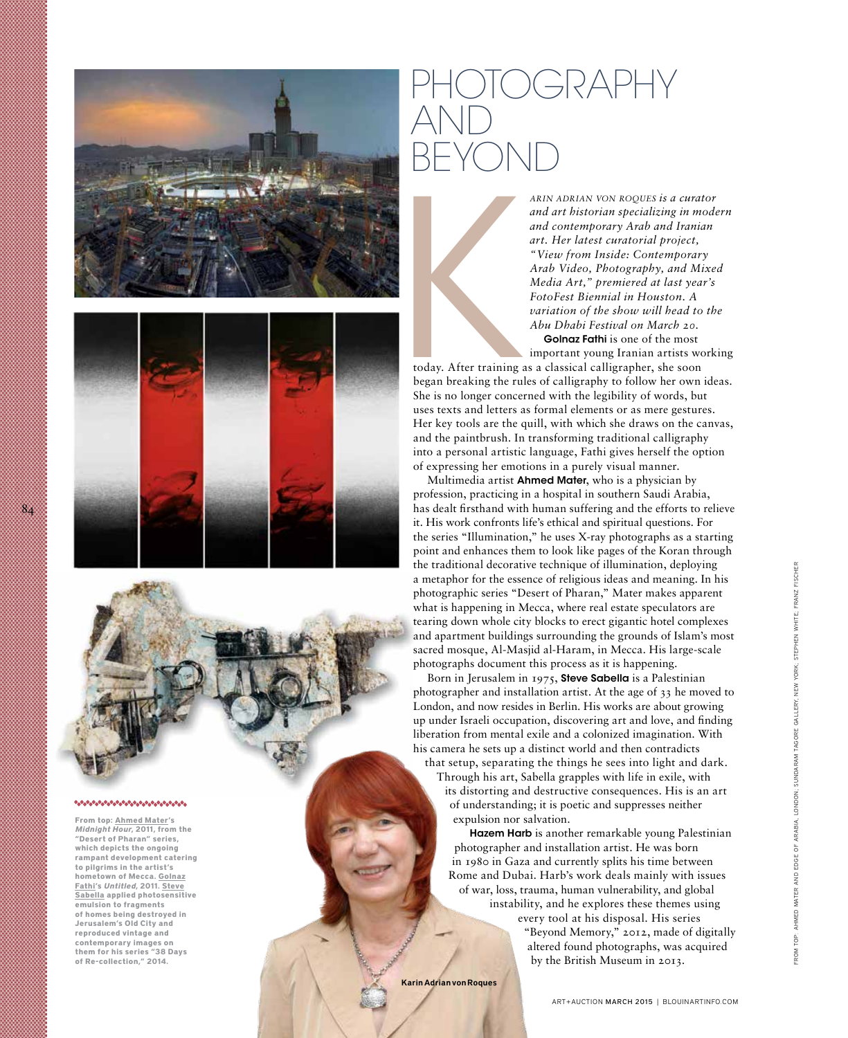# PHOTOGRAPHY AND BEYOND

*KARIN ADRIAN VON ROQUES is a curator and art historian specializing in modern and contemporary Arab and Iranian art. Her latest curatorial project, "View from Inside: Contemporary Arab Video, Photography, and Mixed Media Art," premiered at last year's FotoFest Biennial in Houston. A variation of the show will head to the Abu Dhabi Festival on March 20.*

**Golnaz Fathi** is one of the most important young Iranian artists working today. After training as a classical calligrapher, she soon began breaking the rules of calligraphy to follow her own ideas. She is no longer concerned with the legibility of words, but uses texts and letters as formal elements or as mere gestures. Her key tools are the quill, with which she draws on the canvas, and the paintbrush. In transforming traditional calligraphy into a personal artistic language, Fathi gives herself the option of expressing her emotions in a purely visual manner.

Multimedia artist **Ahmed Mater**, who is a physician by profession, practicing in a hospital in southern Saudi Arabia, has dealt firsthand with human suffering and the efforts to relieve it. His work confronts life's ethical and spiritual questions. For the series "Illumination," he uses X-ray photographs as a starting point and enhances them to look like pages of the Koran through the traditional decorative technique of illumination, deploying a metaphor for the essence of religious ideas and meaning. In his photographic series "Desert of Pharan," Mater makes apparent what is happening in Mecca, where real estate speculators are tearing down whole city blocks to erect gigantic hotel complexes and apartment buildings surrounding the grounds of Islam's most sacred mosque, Al-Masjid al-Haram, in Mecca. His large-scale photographs document this process as it is happening.

Born in Jerusalem in 1975, **Steve Sabella** is a Palestinian photographer and installation artist. At the age of 33 he moved to London, and now resides in Berlin. His works are about growing up under Israeli occupation, discovering art and love, and finding liberation from mental exile and a colonized imagination. With his camera he sets up a distinct world and then contradicts that setup, separating the things he sees into light and dark. Through his art, Sabella grapples with life in exile, with its distorting and destructive consequences. His is an art of understanding; it is poetic and suppresses neither expulsion nor salvation.

**Hazem Harb** is another remarkable young Palestinian photographer and installation artist. He was born in 1980 in Gaza and currently splits his time between Rome and Dubai. Harb's work deals mainly with issues of war, loss, trauma, human vulnerability, and global instability, and he explores these themes using every tool at his disposal. His series "Beyond Memory," 2012, made of digitally altered found photographs, was acquired by the British Museum in 2013.

**From top: Ahmed Mater's *Midnight Hour*, 2011, from the "Desert of Pharan" series, which depicts the ongoing rampant development catering to pilgrims in the artist's hometown of Mecca. Golnaz Fathi's *Untitled*, 2011. Steve Sabella applied photosensitive emulsion to fragments of homes being destroyed in Jerusalem's Old City and reproduced vintage and contemporary images on them for his series "38 Days of Re-collection," 2014.**

**Karin Adrian von Roques**

FROM TOP: AHMED MATER AND EDGE OF ARABIA, LONDON; SUNDARAM TAGORE GALLERY, NEW YORK; STEPHEN WHITE; FRANZ FISCHER